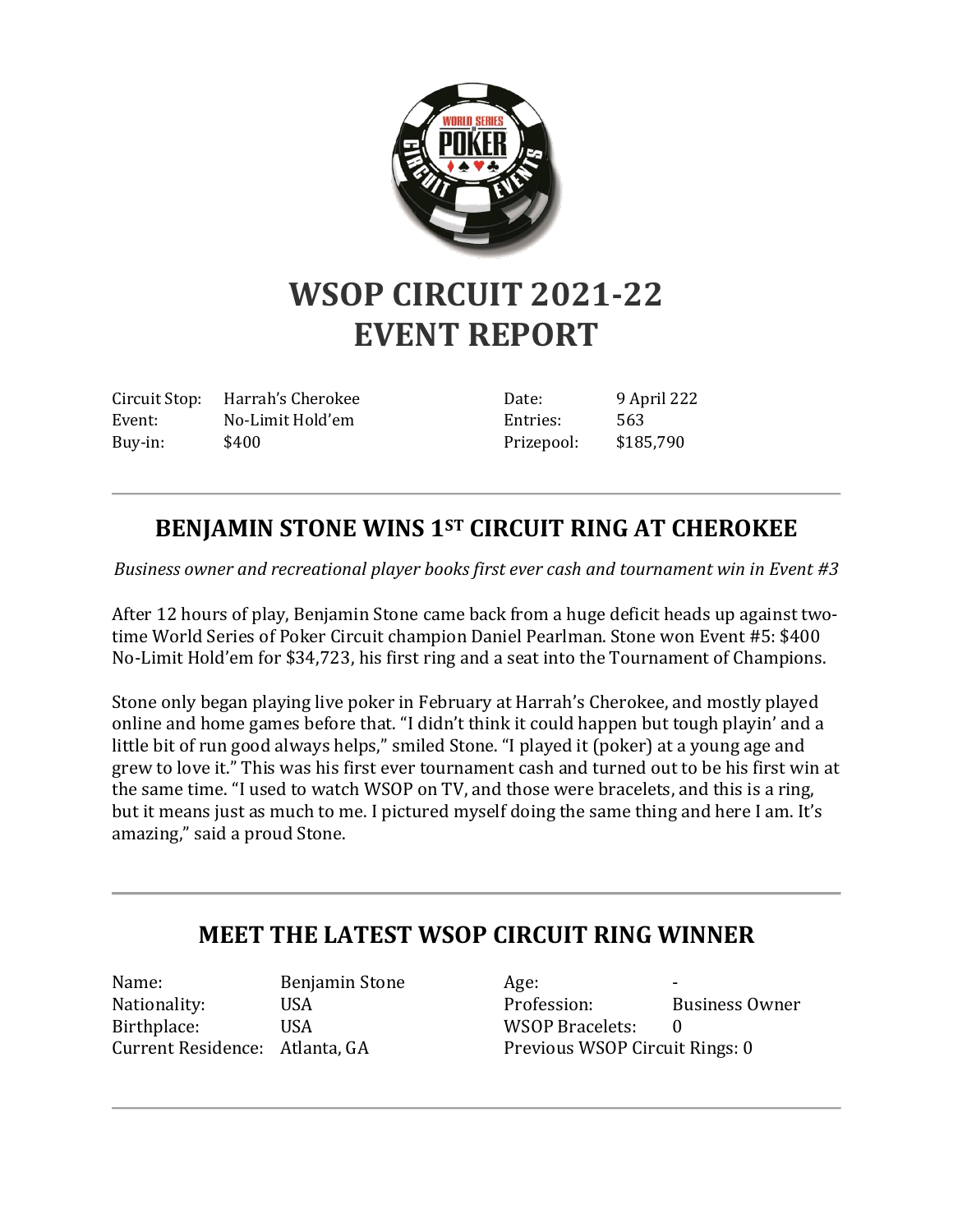# WSOP CIRCUIT 2021-22 EVENT REPORT

| | | | |
|---|---|---|---|
| Circuit Stop: | Harrah's Cherokee | Date: | 9 April 222 |
| Event: | No-Limit Hold'em | Entries: | 563 |
| Buy-in: | $400 | Prizepool: | $185,790 |

---

## BENJAMIN STONE WINS 1ST CIRCUIT RING AT CHEROKEE

*Business owner and recreational player books first ever cash and tournament win in Event #3*

After 12 hours of play, Benjamin Stone came back from a huge deficit heads up against two-time World Series of Poker Circuit champion Daniel Pearlman. Stone won Event #5: $400 No-Limit Hold'em for $34,723, his first ring and a seat into the Tournament of Champions.

Stone only began playing live poker in February at Harrah's Cherokee, and mostly played online and home games before that. "I didn't think it could happen but tough playin' and a little bit of run good always helps," smiled Stone. "I played it (poker) at a young age and grew to love it." This was his first ever tournament cash and turned out to be his first win at the same time. "I used to watch WSOP on TV, and those were bracelets, and this is a ring, but it means just as much to me. I pictured myself doing the same thing and here I am. It's amazing," said a proud Stone.

---

## MEET THE LATEST WSOP CIRCUIT RING WINNER

| | | | |
|---|---|---|---|
| Name: | Benjamin Stone | Age: | - |
| Nationality: | USA | Profession: | Business Owner |
| Birthplace: | USA | WSOP Bracelets: | 0 |
| Current Residence: | Atlanta, GA | Previous WSOP Circuit Rings: | 0 |

---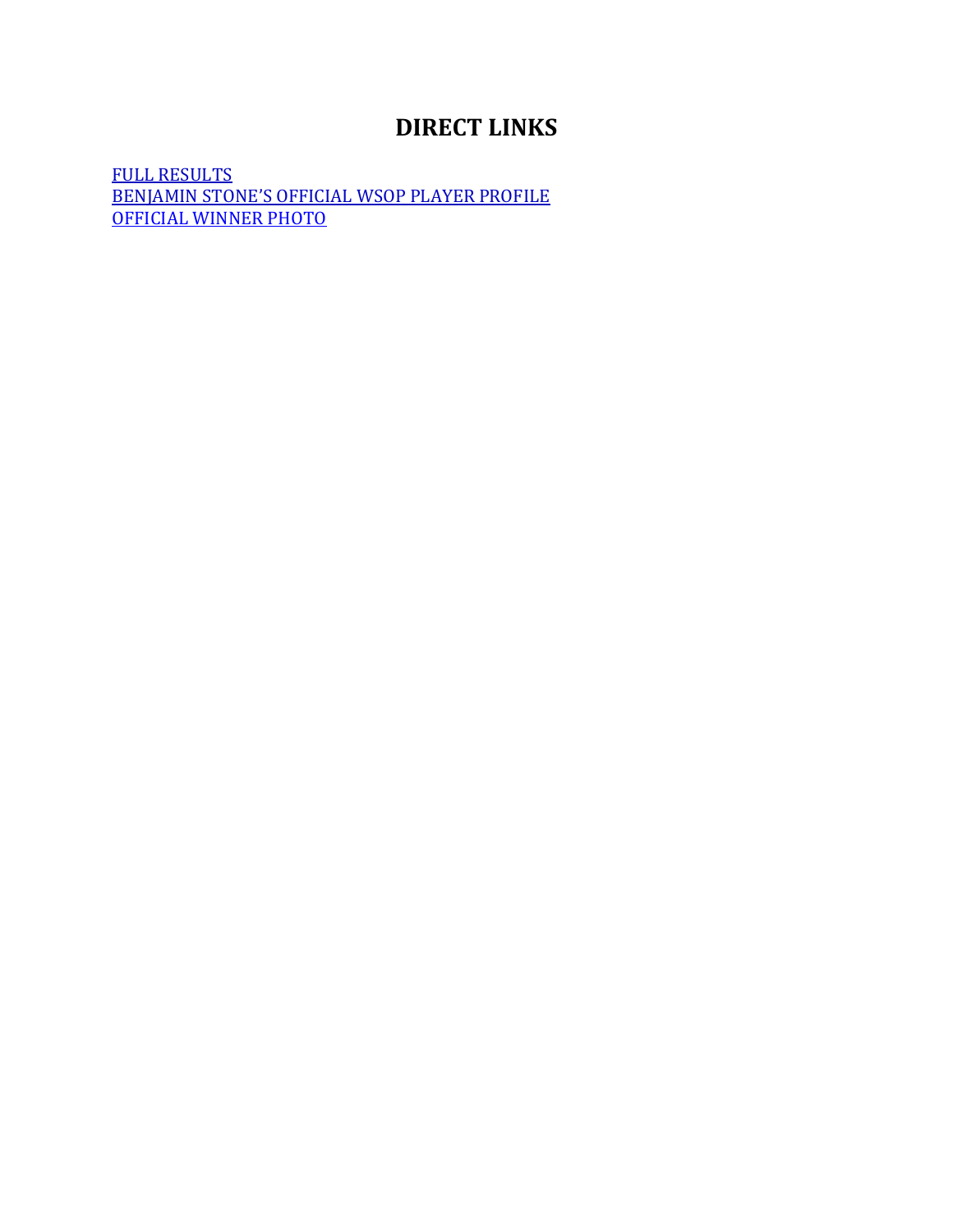# DIRECT LINKS

FULL RESULTS
BENJAMIN STONE'S OFFICIAL WSOP PLAYER PROFILE
OFFICIAL WINNER PHOTO